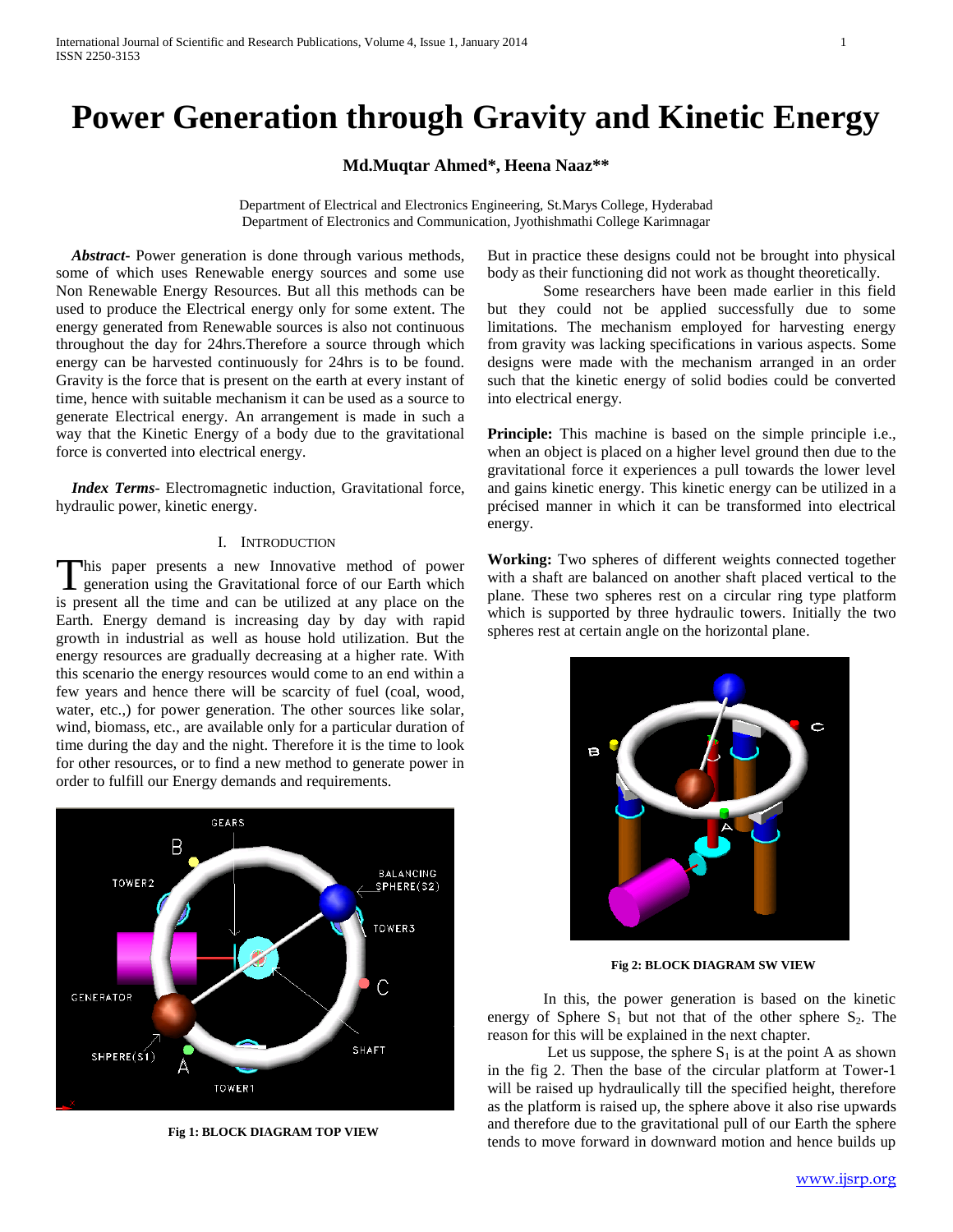# Power Generation through Gravity and Kinetic Energy

**Md.Muqtar Ahmed*, Heena Naaz****

Department of Electrical and Electronics Engineering, St.Marys College, Hyderabad
Department of Electronics and Communication, Jyothishmathi College Karimnagar

***Abstract-*** Power generation is done through various methods, some of which uses Renewable energy sources and some use Non Renewable Energy Resources. But all this methods can be used to produce the Electrical energy only for some extent. The energy generated from Renewable sources is also not continuous throughout the day for 24hrs.Therefore a source through which energy can be harvested continuously for 24hrs is to be found. Gravity is the force that is present on the earth at every instant of time, hence with suitable mechanism it can be used as a source to generate Electrical energy. An arrangement is made in such a way that the Kinetic Energy of a body due to the gravitational force is converted into electrical energy.

***Index Terms-*** Electromagnetic induction, Gravitational force, hydraulic power, kinetic energy.

## I. Introduction

This paper presents a new Innovative method of power generation using the Gravitational force of our Earth which is present all the time and can be utilized at any place on the Earth. Energy demand is increasing day by day with rapid growth in industrial as well as house hold utilization. But the energy resources are gradually decreasing at a higher rate. With this scenario the energy resources would come to an end within a few years and hence there will be scarcity of fuel (coal, wood, water, etc.,) for power generation. The other sources like solar, wind, biomass, etc., are available only for a particular duration of time during the day and the night. Therefore it is the time to look for other resources, or to find a new method to generate power in order to fulfill our Energy demands and requirements.

**Fig 1: BLOCK DIAGRAM TOP VIEW**

But in practice these designs could not be brought into physical body as their functioning did not work as thought theoretically.

Some researchers have been made earlier in this field but they could not be applied successfully due to some limitations. The mechanism employed for harvesting energy from gravity was lacking specifications in various aspects. Some designs were made with the mechanism arranged in an order such that the kinetic energy of solid bodies could be converted into electrical energy.

**Principle:** This machine is based on the simple principle i.e., when an object is placed on a higher level ground then due to the gravitational force it experiences a pull towards the lower level and gains kinetic energy. This kinetic energy can be utilized in a précised manner in which it can be transformed into electrical energy.

**Working:** Two spheres of different weights connected together with a shaft are balanced on another shaft placed vertical to the plane. These two spheres rest on a circular ring type platform which is supported by three hydraulic towers. Initially the two spheres rest at certain angle on the horizontal plane.

**Fig 2: BLOCK DIAGRAM SW VIEW**

In this, the power generation is based on the kinetic energy of Sphere $S_1$ but not that of the other sphere $S_2$. The reason for this will be explained in the next chapter.

Let us suppose, the sphere $S_1$ is at the point A as shown in the fig 2. Then the base of the circular platform at Tower-1 will be raised up hydraulically till the specified height, therefore as the platform is raised up, the sphere above it also rise upwards and therefore due to the gravitational pull of our Earth the sphere tends to move forward in downward motion and hence builds up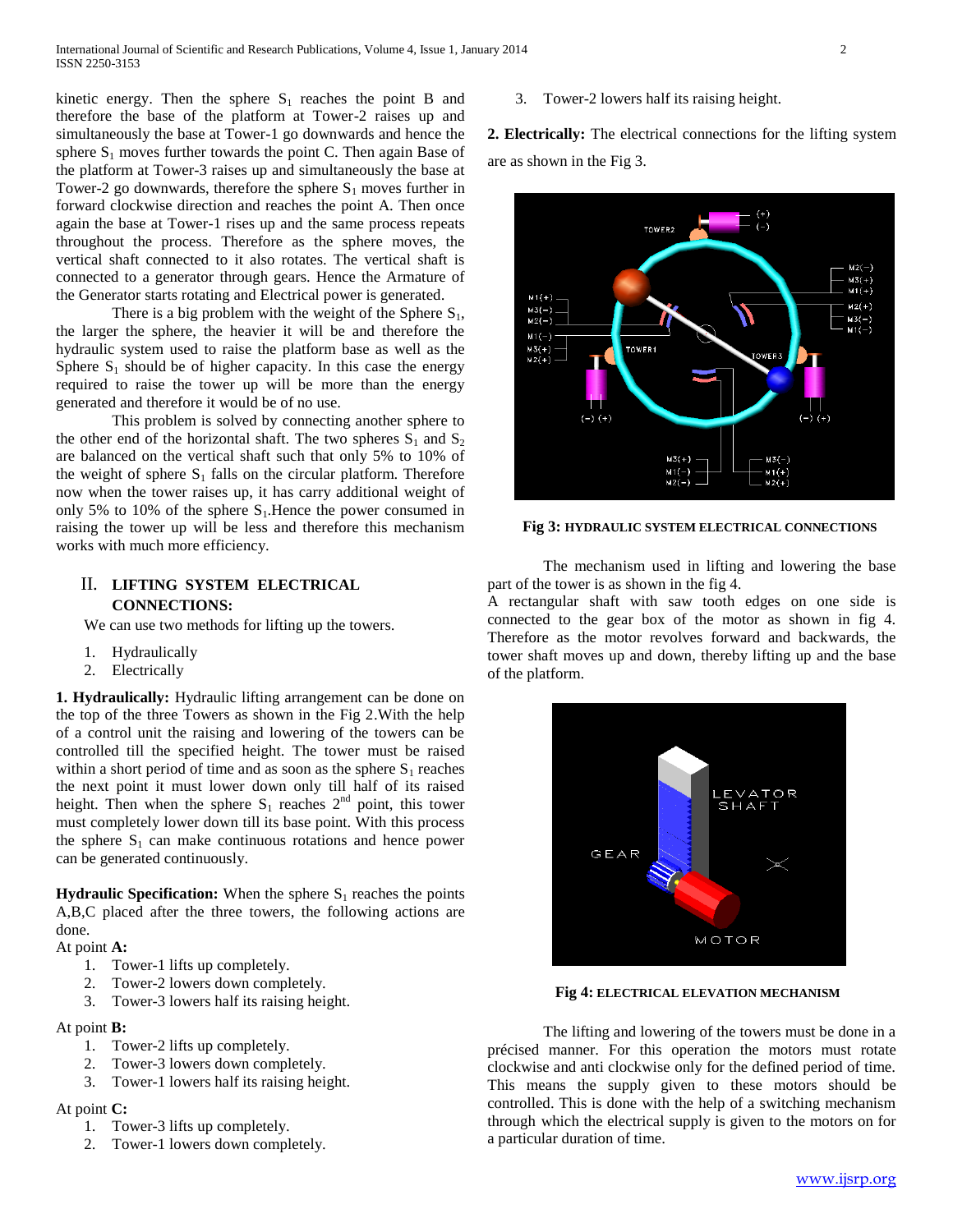kinetic energy. Then the sphere $S_1$ reaches the point B and therefore the base of the platform at Tower-2 raises up and simultaneously the base at Tower-1 go downwards and hence the sphere $S_1$ moves further towards the point C. Then again Base of the platform at Tower-3 raises up and simultaneously the base at Tower-2 go downwards, therefore the sphere $S_1$ moves further in forward clockwise direction and reaches the point A. Then once again the base at Tower-1 rises up and the same process repeats throughout the process. Therefore as the sphere moves, the vertical shaft connected to it also rotates. The vertical shaft is connected to a generator through gears. Hence the Armature of the Generator starts rotating and Electrical power is generated.

There is a big problem with the weight of the Sphere $S_1$, the larger the sphere, the heavier it will be and therefore the hydraulic system used to raise the platform base as well as the Sphere $S_1$ should be of higher capacity. In this case the energy required to raise the tower up will be more than the energy generated and therefore it would be of no use.

This problem is solved by connecting another sphere to the other end of the horizontal shaft. The two spheres $S_1$ and $S_2$ are balanced on the vertical shaft such that only 5% to 10% of the weight of sphere $S_1$ falls on the circular platform. Therefore now when the tower raises up, it has carry additional weight of only 5% to 10% of the sphere $S_1$.Hence the power consumed in raising the tower up will be less and therefore this mechanism works with much more efficiency.

## II. LIFTING SYSTEM ELECTRICAL CONNECTIONS:

We can use two methods for lifting up the towers.

1. Hydraulically
2. Electrically

**1. Hydraulically:** Hydraulic lifting arrangement can be done on the top of the three Towers as shown in the Fig 2.With the help of a control unit the raising and lowering of the towers can be controlled till the specified height. The tower must be raised within a short period of time and as soon as the sphere $S_1$ reaches the next point it must lower down only till half of its raised height. Then when the sphere $S_1$ reaches $2^{nd}$ point, this tower must completely lower down till its base point. With this process the sphere $S_1$ can make continuous rotations and hence power can be generated continuously.

**Hydraulic Specification:** When the sphere $S_1$ reaches the points A,B,C placed after the three towers, the following actions are done.

At point **A:**

1. Tower-1 lifts up completely.
2. Tower-2 lowers down completely.
3. Tower-3 lowers half its raising height.

At point **B:**

1. Tower-2 lifts up completely.
2. Tower-3 lowers down completely.
3. Tower-1 lowers half its raising height.

At point **C:**

1. Tower-3 lifts up completely.
2. Tower-1 lowers down completely.
3. Tower-2 lowers half its raising height.

**2. Electrically:** The electrical connections for the lifting system are as shown in the Fig 3.

**Fig 3:** HYDRAULIC SYSTEM ELECTRICAL CONNECTIONS

The mechanism used in lifting and lowering the base part of the tower is as shown in the fig 4.

A rectangular shaft with saw tooth edges on one side is connected to the gear box of the motor as shown in fig 4. Therefore as the motor revolves forward and backwards, the tower shaft moves up and down, thereby lifting up and the base of the platform.

**Fig 4:** ELECTRICAL ELEVATION MECHANISM

The lifting and lowering of the towers must be done in a précised manner. For this operation the motors must rotate clockwise and anti clockwise only for the defined period of time. This means the supply given to these motors should be controlled. This is done with the help of a switching mechanism through which the electrical supply is given to the motors on for a particular duration of time.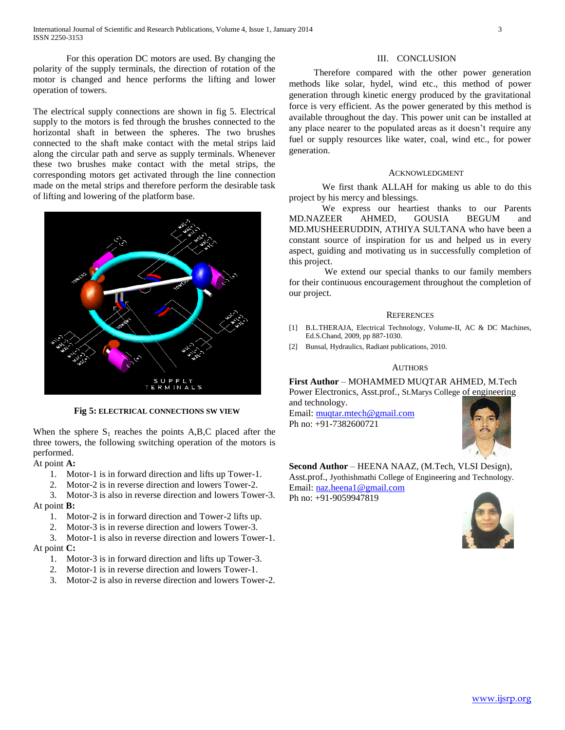For this operation DC motors are used. By changing the polarity of the supply terminals, the direction of rotation of the motor is changed and hence performs the lifting and lower operation of towers.

The electrical supply connections are shown in fig 5. Electrical supply to the motors is fed through the brushes connected to the horizontal shaft in between the spheres. The two brushes connected to the shaft make contact with the metal strips laid along the circular path and serve as supply terminals. Whenever these two brushes make contact with the metal strips, the corresponding motors get activated through the line connection made on the metal strips and therefore perform the desirable task of lifting and lowering of the platform base.

**Fig 5: ELECTRICAL CONNECTIONS SW VIEW**

When the sphere $S_1$ reaches the points A,B,C placed after the three towers, the following switching operation of the motors is performed.

At point **A:**

1. Motor-1 is in forward direction and lifts up Tower-1.
2. Motor-2 is in reverse direction and lowers Tower-2.
3. Motor-3 is also in reverse direction and lowers Tower-3.

At point **B:**

1. Motor-2 is in forward direction and Tower-2 lifts up.
2. Motor-3 is in reverse direction and lowers Tower-3.
3. Motor-1 is also in reverse direction and lowers Tower-1.

At point **C:**

1. Motor-3 is in forward direction and lifts up Tower-3.
2. Motor-1 is in reverse direction and lowers Tower-1.
3. Motor-2 is also in reverse direction and lowers Tower-2.

## III. CONCLUSION

Therefore compared with the other power generation methods like solar, hydel, wind etc., this method of power generation through kinetic energy produced by the gravitational force is very efficient. As the power generated by this method is available throughout the day. This power unit can be installed at any place nearer to the populated areas as it doesn't require any fuel or supply resources like water, coal, wind etc., for power generation.

## ACKNOWLEDGMENT

We first thank ALLAH for making us able to do this project by his mercy and blessings.

We express our heartiest thanks to our Parents MD.NAZEER AHMED, GOUSIA BEGUM and MD.MUSHEERUDDIN, ATHIYA SULTANA who have been a constant source of inspiration for us and helped us in every aspect, guiding and motivating us in successfully completion of this project.

We extend our special thanks to our family members for their continuous encouragement throughout the completion of our project.

## REFERENCES

[1] B.L.THERAJA, Electrical Technology, Volume-II, AC & DC Machines, Ed.S.Chand, 2009, pp 887-1030.

[2] Bunsal, Hydraulics, Radiant publications, 2010.

## AUTHORS

**First Author** – MOHAMMED MUQTAR AHMED, M.Tech Power Electronics, Asst.prof., St.Marys College of engineering and technology.
Email: muqtar.mtech@gmail.com
Ph no: +91-7382600721

**Second Author** – HEENA NAAZ, (M.Tech, VLSI Design), Asst.prof., Jyothishmathi College of Engineering and Technology.
Email: naz.heena1@gmail.com
Ph no: +91-9059947819